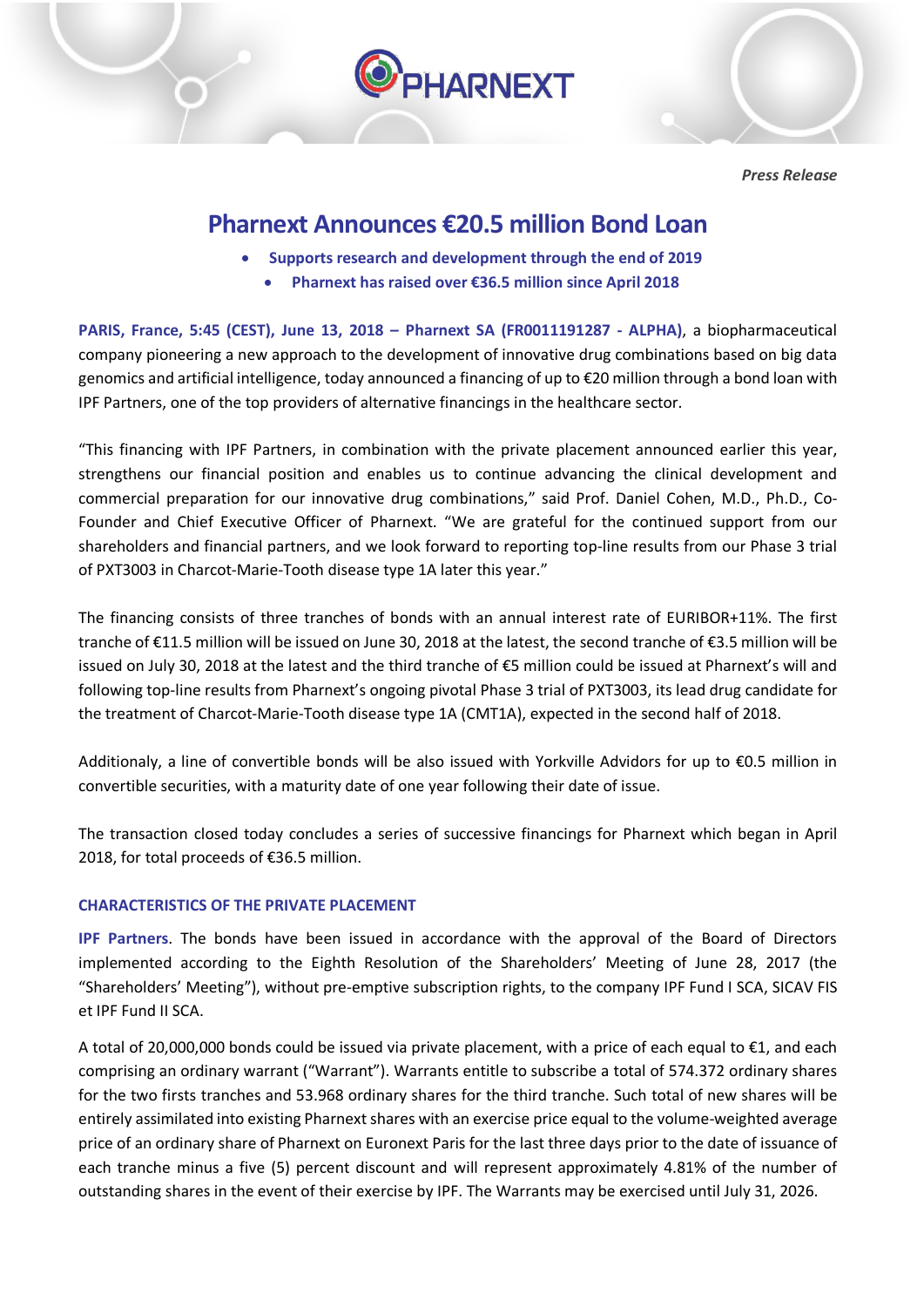*Press Release*

# Pharnext Announces €20.5 million Bond Loan

- **Supports research and development through the end of 2019**
  - **Pharnext has raised over €36.5 million since April 2018**

**PARIS, France, 5:45 (CEST), June 13, 2018 – Pharnext SA (FR0011191287 - ALPHA)**, a biopharmaceutical company pioneering a new approach to the development of innovative drug combinations based on big data genomics and artificial intelligence, today announced a financing of up to €20 million through a bond loan with IPF Partners, one of the top providers of alternative financings in the healthcare sector.

"This financing with IPF Partners, in combination with the private placement announced earlier this year, strengthens our financial position and enables us to continue advancing the clinical development and commercial preparation for our innovative drug combinations," said Prof. Daniel Cohen, M.D., Ph.D., Co-Founder and Chief Executive Officer of Pharnext. "We are grateful for the continued support from our shareholders and financial partners, and we look forward to reporting top-line results from our Phase 3 trial of PXT3003 in Charcot-Marie-Tooth disease type 1A later this year."

The financing consists of three tranches of bonds with an annual interest rate of EURIBOR+11%. The first tranche of €11.5 million will be issued on June 30, 2018 at the latest, the second tranche of €3.5 million will be issued on July 30, 2018 at the latest and the third tranche of €5 million could be issued at Pharnext's will and following top-line results from Pharnext's ongoing pivotal Phase 3 trial of PXT3003, its lead drug candidate for the treatment of Charcot-Marie-Tooth disease type 1A (CMT1A), expected in the second half of 2018.

Additionaly, a line of convertible bonds will be also issued with Yorkville Advidors for up to €0.5 million in convertible securities, with a maturity date of one year following their date of issue.

The transaction closed today concludes a series of successive financings for Pharnext which began in April 2018, for total proceeds of €36.5 million.

## CHARACTERISTICS OF THE PRIVATE PLACEMENT

**IPF Partners**. The bonds have been issued in accordance with the approval of the Board of Directors implemented according to the Eighth Resolution of the Shareholders' Meeting of June 28, 2017 (the "Shareholders' Meeting"), without pre-emptive subscription rights, to the company IPF Fund I SCA, SICAV FIS et IPF Fund II SCA.

A total of 20,000,000 bonds could be issued via private placement, with a price of each equal to €1, and each comprising an ordinary warrant ("Warrant"). Warrants entitle to subscribe a total of 574.372 ordinary shares for the two firsts tranches and 53.968 ordinary shares for the third tranche. Such total of new shares will be entirely assimilated into existing Pharnext shares with an exercise price equal to the volume-weighted average price of an ordinary share of Pharnext on Euronext Paris for the last three days prior to the date of issuance of each tranche minus a five (5) percent discount and will represent approximately 4.81% of the number of outstanding shares in the event of their exercise by IPF. The Warrants may be exercised until July 31, 2026.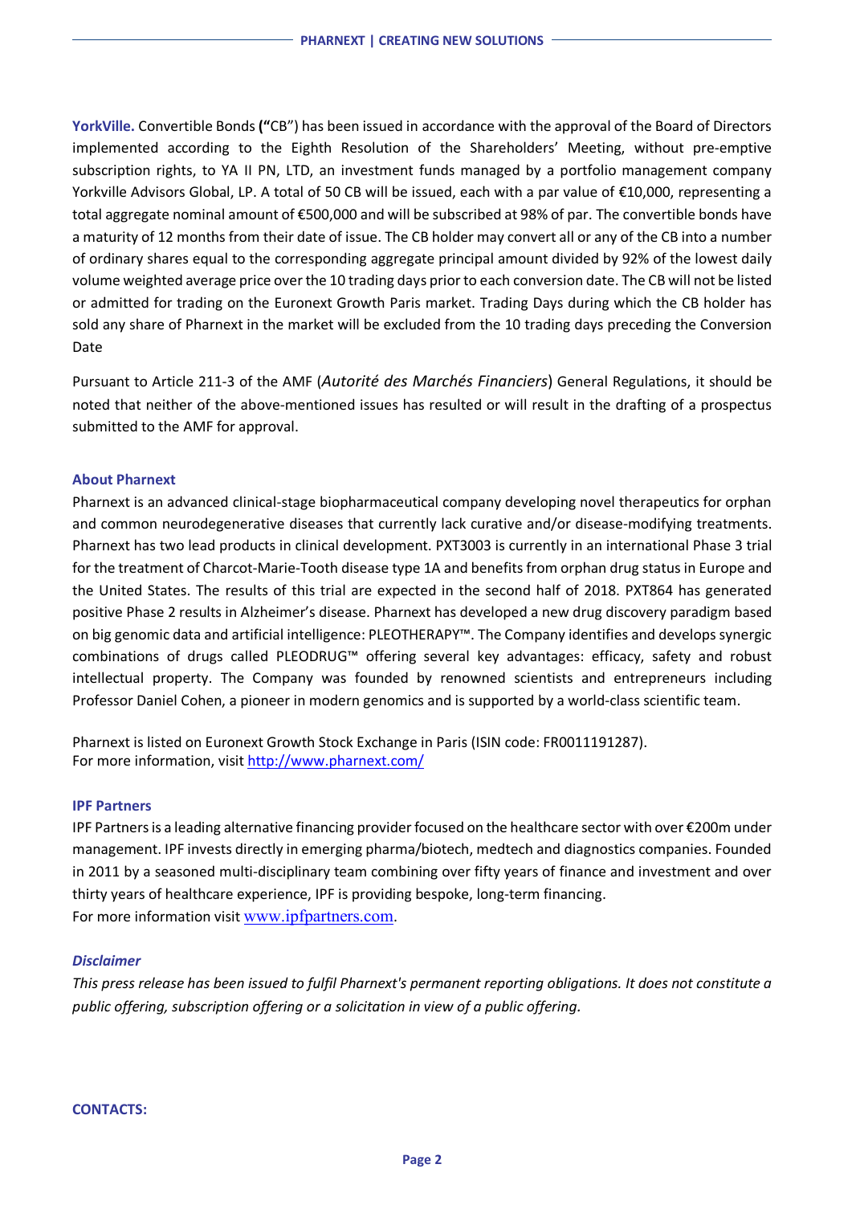**YorkVille.** Convertible Bonds **("**CB") has been issued in accordance with the approval of the Board of Directors implemented according to the Eighth Resolution of the Shareholders' Meeting, without pre-emptive subscription rights, to YA II PN, LTD, an investment funds managed by a portfolio management company Yorkville Advisors Global, LP. A total of 50 CB will be issued, each with a par value of €10,000, representing a total aggregate nominal amount of €500,000 and will be subscribed at 98% of par. The convertible bonds have a maturity of 12 months from their date of issue. The CB holder may convert all or any of the CB into a number of ordinary shares equal to the corresponding aggregate principal amount divided by 92% of the lowest daily volume weighted average price over the 10 trading days prior to each conversion date. The CB will not be listed or admitted for trading on the Euronext Growth Paris market. Trading Days during which the CB holder has sold any share of Pharnext in the market will be excluded from the 10 trading days preceding the Conversion Date

Pursuant to Article 211-3 of the AMF (*Autorité des Marchés Financiers*) General Regulations, it should be noted that neither of the above-mentioned issues has resulted or will result in the drafting of a prospectus submitted to the AMF for approval.

### About Pharnext

Pharnext is an advanced clinical-stage biopharmaceutical company developing novel therapeutics for orphan and common neurodegenerative diseases that currently lack curative and/or disease-modifying treatments. Pharnext has two lead products in clinical development. PXT3003 is currently in an international Phase 3 trial for the treatment of Charcot-Marie-Tooth disease type 1A and benefits from orphan drug status in Europe and the United States. The results of this trial are expected in the second half of 2018. PXT864 has generated positive Phase 2 results in Alzheimer's disease. Pharnext has developed a new drug discovery paradigm based on big genomic data and artificial intelligence: PLEOTHERAPY™. The Company identifies and develops synergic combinations of drugs called PLEODRUG™ offering several key advantages: efficacy, safety and robust intellectual property. The Company was founded by renowned scientists and entrepreneurs including Professor Daniel Cohen, a pioneer in modern genomics and is supported by a world-class scientific team.

Pharnext is listed on Euronext Growth Stock Exchange in Paris (ISIN code: FR0011191287).
For more information, visit [http://www.pharnext.com/](http://www.pharnext.com/)

### IPF Partners

IPF Partners is a leading alternative financing provider focused on the healthcare sector with over €200m under management. IPF invests directly in emerging pharma/biotech, medtech and diagnostics companies. Founded in 2011 by a seasoned multi-disciplinary team combining over fifty years of finance and investment and over thirty years of healthcare experience, IPF is providing bespoke, long-term financing.
For more information visit [www.ipfpartners.com](www.ipfpartners.com).

### *Disclaimer*

*This press release has been issued to fulfil Pharnext's permanent reporting obligations. It does not constitute a public offering, subscription offering or a solicitation in view of a public offering.*

**CONTACTS:**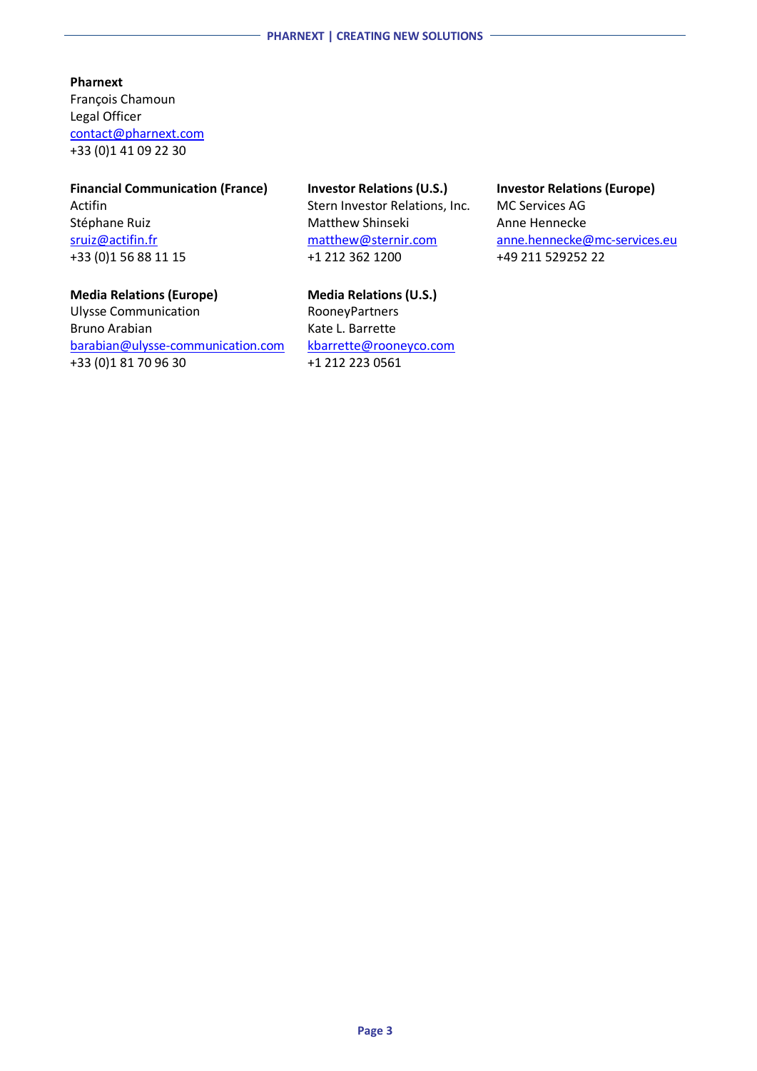**Pharnext**
François Chamoun
Legal Officer
contact@pharnext.com
+33 (0)1 41 09 22 30

**Financial Communication (France)**
Actifin
Stéphane Ruiz
sruiz@actifin.fr
+33 (0)1 56 88 11 15

**Investor Relations (U.S.)**
Stern Investor Relations, Inc.
Matthew Shinseki
matthew@sternir.com
+1 212 362 1200

**Investor Relations (Europe)**
MC Services AG
Anne Hennecke
anne.hennecke@mc-services.eu
+49 211 529252 22

**Media Relations (Europe)**
Ulysse Communication
Bruno Arabian
barabian@ulysse-communication.com
+33 (0)1 81 70 96 30

**Media Relations (U.S.)**
RooneyPartners
Kate L. Barrette
kbarrette@rooneyco.com
+1 212 223 0561